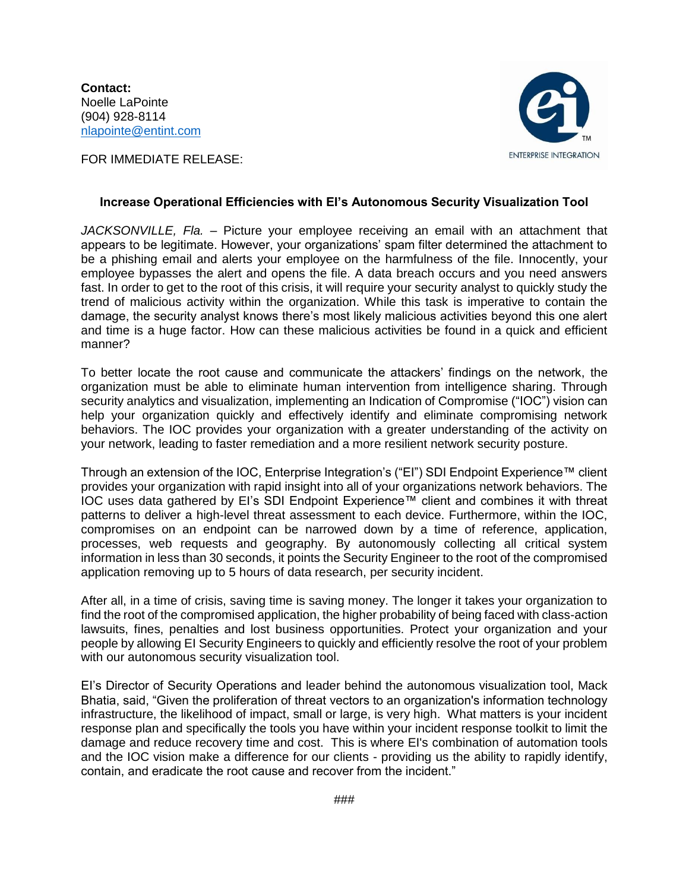**Contact:**
Noelle LaPointe
(904) 928-8114
[nlapointe@entint.com](mailto:nlapointe@entint.com)

FOR IMMEDIATE RELEASE:

**Increase Operational Efficiencies with EI's Autonomous Security Visualization Tool**

*JACKSONVILLE, Fla.* – Picture your employee receiving an email with an attachment that appears to be legitimate. However, your organizations' spam filter determined the attachment to be a phishing email and alerts your employee on the harmfulness of the file. Innocently, your employee bypasses the alert and opens the file. A data breach occurs and you need answers fast. In order to get to the root of this crisis, it will require your security analyst to quickly study the trend of malicious activity within the organization. While this task is imperative to contain the damage, the security analyst knows there's most likely malicious activities beyond this one alert and time is a huge factor. How can these malicious activities be found in a quick and efficient manner?

To better locate the root cause and communicate the attackers' findings on the network, the organization must be able to eliminate human intervention from intelligence sharing. Through security analytics and visualization, implementing an Indication of Compromise ("IOC") vision can help your organization quickly and effectively identify and eliminate compromising network behaviors. The IOC provides your organization with a greater understanding of the activity on your network, leading to faster remediation and a more resilient network security posture.

Through an extension of the IOC, Enterprise Integration's ("EI") SDI Endpoint Experience™ client provides your organization with rapid insight into all of your organizations network behaviors. The IOC uses data gathered by EI's SDI Endpoint Experience™ client and combines it with threat patterns to deliver a high-level threat assessment to each device. Furthermore, within the IOC, compromises on an endpoint can be narrowed down by a time of reference, application, processes, web requests and geography. By autonomously collecting all critical system information in less than 30 seconds, it points the Security Engineer to the root of the compromised application removing up to 5 hours of data research, per security incident.

After all, in a time of crisis, saving time is saving money. The longer it takes your organization to find the root of the compromised application, the higher probability of being faced with class-action lawsuits, fines, penalties and lost business opportunities. Protect your organization and your people by allowing EI Security Engineers to quickly and efficiently resolve the root of your problem with our autonomous security visualization tool.

EI's Director of Security Operations and leader behind the autonomous visualization tool, Mack Bhatia, said, "Given the proliferation of threat vectors to an organization's information technology infrastructure, the likelihood of impact, small or large, is very high. What matters is your incident response plan and specifically the tools you have within your incident response toolkit to limit the damage and reduce recovery time and cost. This is where EI's combination of automation tools and the IOC vision make a difference for our clients - providing us the ability to rapidly identify, contain, and eradicate the root cause and recover from the incident."

###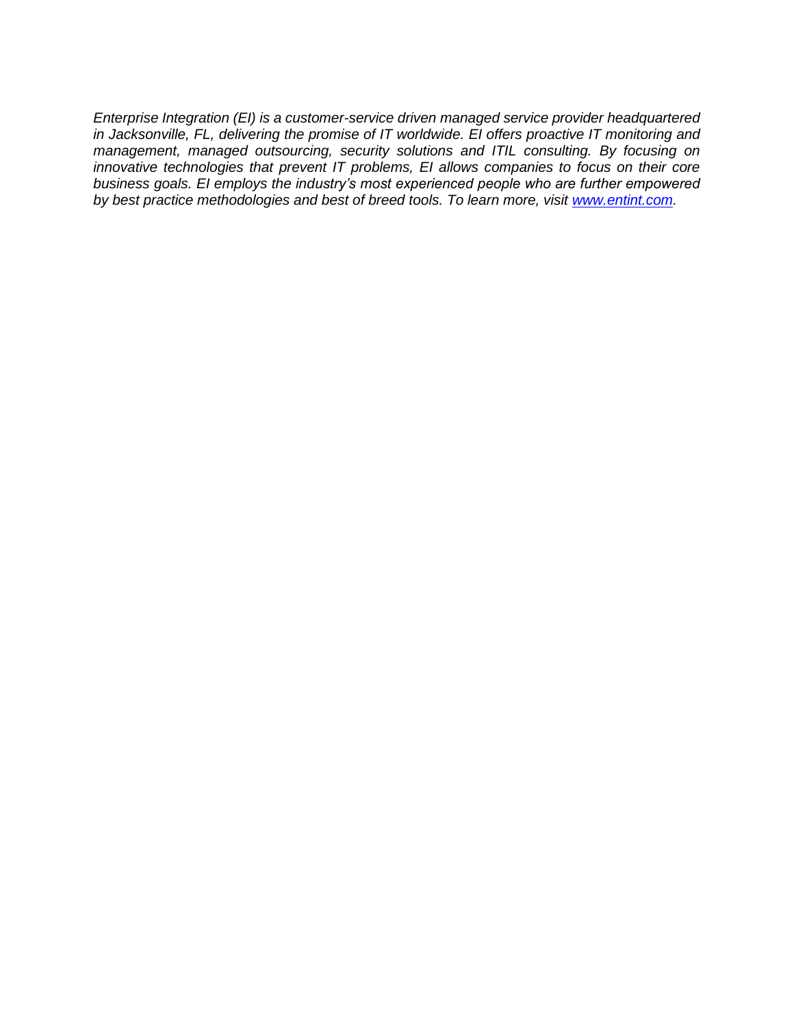*Enterprise Integration (EI) is a customer-service driven managed service provider headquartered in Jacksonville, FL, delivering the promise of IT worldwide. EI offers proactive IT monitoring and management, managed outsourcing, security solutions and ITIL consulting. By focusing on innovative technologies that prevent IT problems, EI allows companies to focus on their core business goals. EI employs the industry's most experienced people who are further empowered by best practice methodologies and best of breed tools. To learn more, visit [www.entint.com](http://www.entint.com).*